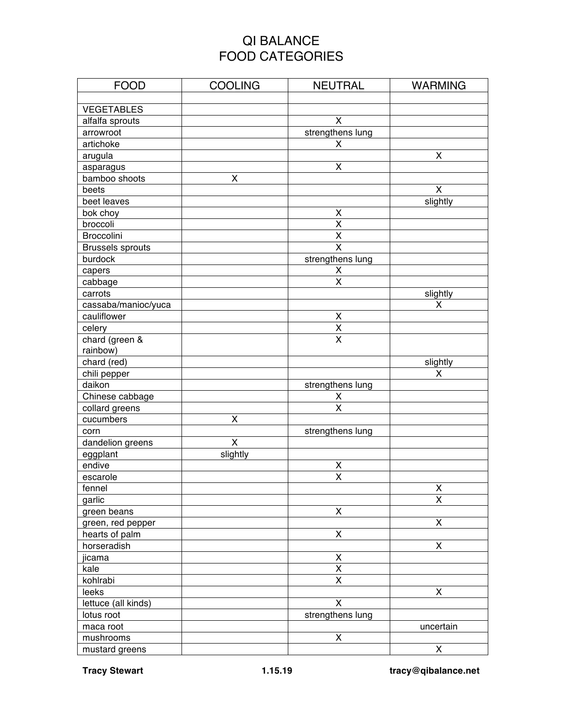# QI BALANCE
# FOOD CATEGORIES

| FOOD | COOLING | NEUTRAL | WARMING |
|---|---|---|---|
| | | | |
| VEGETABLES | | | |
| alfalfa sprouts | | X | |
| arrowroot | | strengthens lung | |
| artichoke | | X | |
| arugula | | | X |
| asparagus | | X | |
| bamboo shoots | X | | |
| beets | | | X |
| beet leaves | | | slightly |
| bok choy | | X | |
| broccoli | | X | |
| Broccolini | | X | |
| Brussels sprouts | | X | |
| burdock | | strengthens lung | |
| capers | | X | |
| cabbage | | X | |
| carrots | | | slightly |
| cassaba/manioc/yuca | | | X |
| cauliflower | | X | |
| celery | | X | |
| chard (green & rainbow) | | X | |
| chard (red) | | | slightly |
| chili pepper | | | X |
| daikon | | strengthens lung | |
| Chinese cabbage | | X | |
| collard greens | | X | |
| cucumbers | X | | |
| corn | | strengthens lung | |
| dandelion greens | X | | |
| eggplant | slightly | | |
| endive | | X | |
| escarole | | X | |
| fennel | | | X |
| garlic | | | X |
| green beans | | X | |
| green, red pepper | | | X |
| hearts of palm | | X | |
| horseradish | | | X |
| jicama | | X | |
| kale | | X | |
| kohlrabi | | X | |
| leeks | | | X |
| lettuce (all kinds) | | X | |
| lotus root | | strengthens lung | |
| maca root | | | uncertain |
| mushrooms | | X | |
| mustard greens | | | X |

**Tracy Stewart** **1.15.19** **tracy@qibalance.net**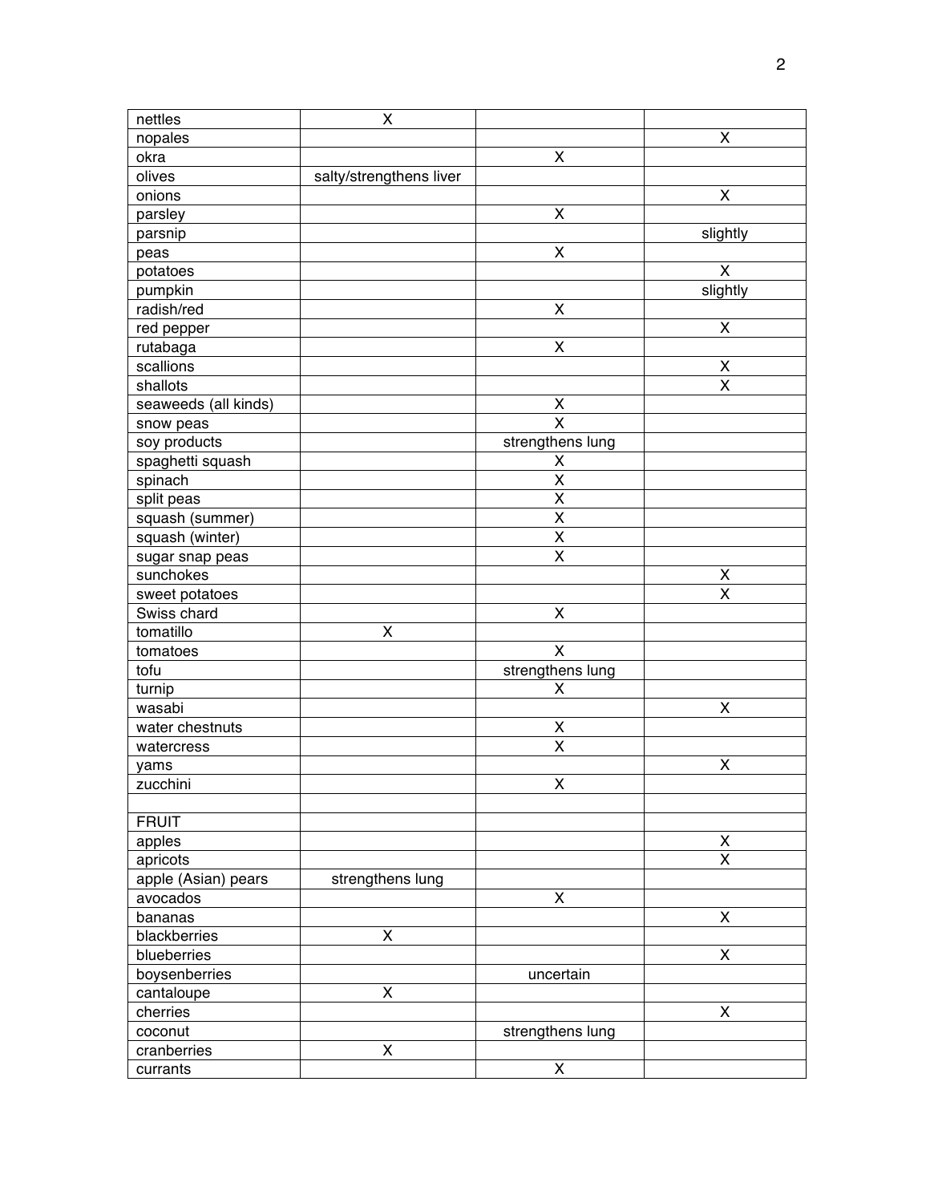| | | | |
|---|---|---|---|
| nettles | X | | |
| nopales | | | X |
| okra | | X | |
| olives | salty/strengthens liver | | |
| onions | | | X |
| parsley | | X | |
| parsnip | | | slightly |
| peas | | X | |
| potatoes | | | X |
| pumpkin | | | slightly |
| radish/red | | X | |
| red pepper | | | X |
| rutabaga | | X | |
| scallions | | | X |
| shallots | | | X |
| seaweeds (all kinds) | | X | |
| snow peas | | X | |
| soy products | | strengthens lung | |
| spaghetti squash | | X | |
| spinach | | X | |
| split peas | | X | |
| squash (summer) | | X | |
| squash (winter) | | X | |
| sugar snap peas | | X | |
| sunchokes | | | X |
| sweet potatoes | | | X |
| Swiss chard | | X | |
| tomatillo | X | | |
| tomatoes | | X | |
| tofu | | strengthens lung | |
| turnip | | X | |
| wasabi | | | X |
| water chestnuts | | X | |
| watercress | | X | |
| yams | | | X |
| zucchini | | X | |
| | | | |
| FRUIT | | | |
| apples | | | X |
| apricots | | | X |
| apple (Asian) pears | strengthens lung | | |
| avocados | | X | |
| bananas | | | X |
| blackberries | X | | |
| blueberries | | | X |
| boysenberries | | uncertain | |
| cantaloupe | X | | |
| cherries | | | X |
| coconut | | strengthens lung | |
| cranberries | X | | |
| currants | | X | |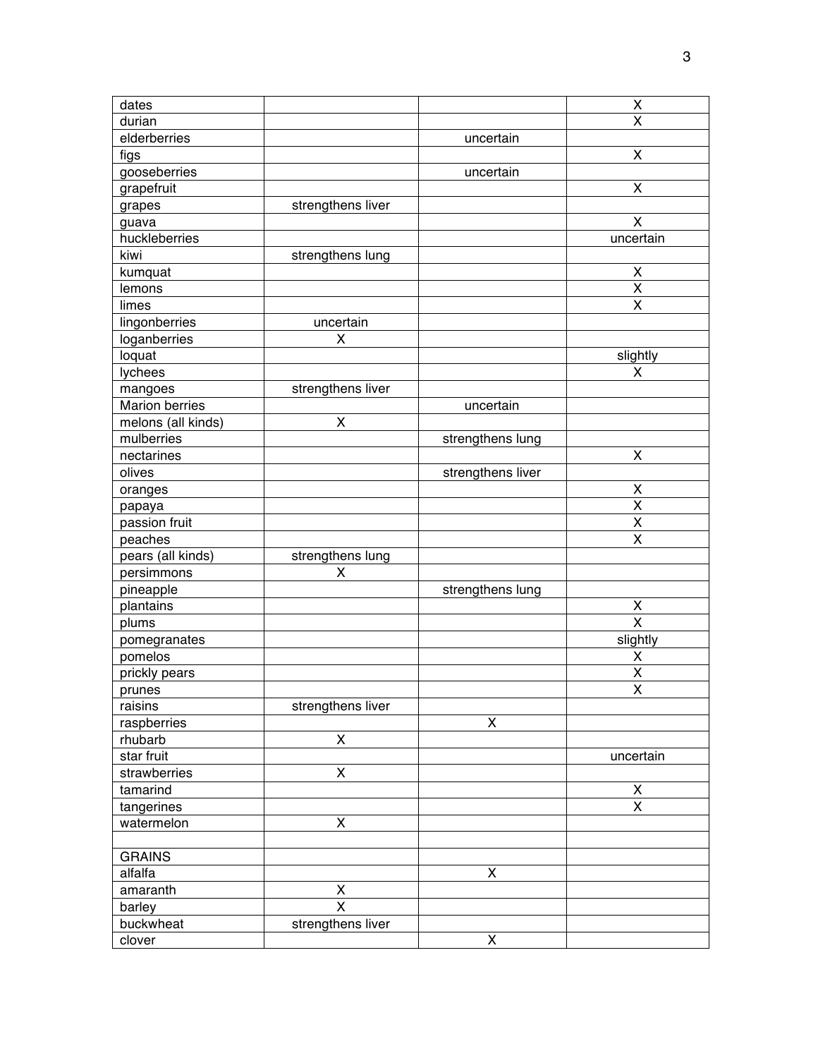| dates | | | X |
|---|---|---|---|
| durian | | | X |
| elderberries | | uncertain | |
| figs | | | X |
| gooseberries | | uncertain | |
| grapefruit | | | X |
| grapes | strengthens liver | | |
| guava | | | X |
| huckleberries | | | uncertain |
| kiwi | strengthens lung | | |
| kumquat | | | X |
| lemons | | | X |
| limes | | | X |
| lingonberries | uncertain | | |
| loganberries | X | | |
| loquat | | | slightly |
| lychees | | | X |
| mangoes | strengthens liver | | |
| Marion berries | | uncertain | |
| melons (all kinds) | X | | |
| mulberries | | strengthens lung | |
| nectarines | | | X |
| olives | | strengthens liver | |
| oranges | | | X |
| papaya | | | X |
| passion fruit | | | X |
| peaches | | | X |
| pears (all kinds) | strengthens lung | | |
| persimmons | X | | |
| pineapple | | strengthens lung | |
| plantains | | | X |
| plums | | | X |
| pomegranates | | | slightly |
| pomelos | | | X |
| prickly pears | | | X |
| prunes | | | X |
| raisins | strengthens liver | | |
| raspberries | | X | |
| rhubarb | X | | |
| star fruit | | | uncertain |
| strawberries | X | | |
| tamarind | | | X |
| tangerines | | | X |
| watermelon | X | | |
| | | | |
| GRAINS | | | |
| alfalfa | | X | |
| amaranth | X | | |
| barley | X | | |
| buckwheat | strengthens liver | | |
| clover | | X | |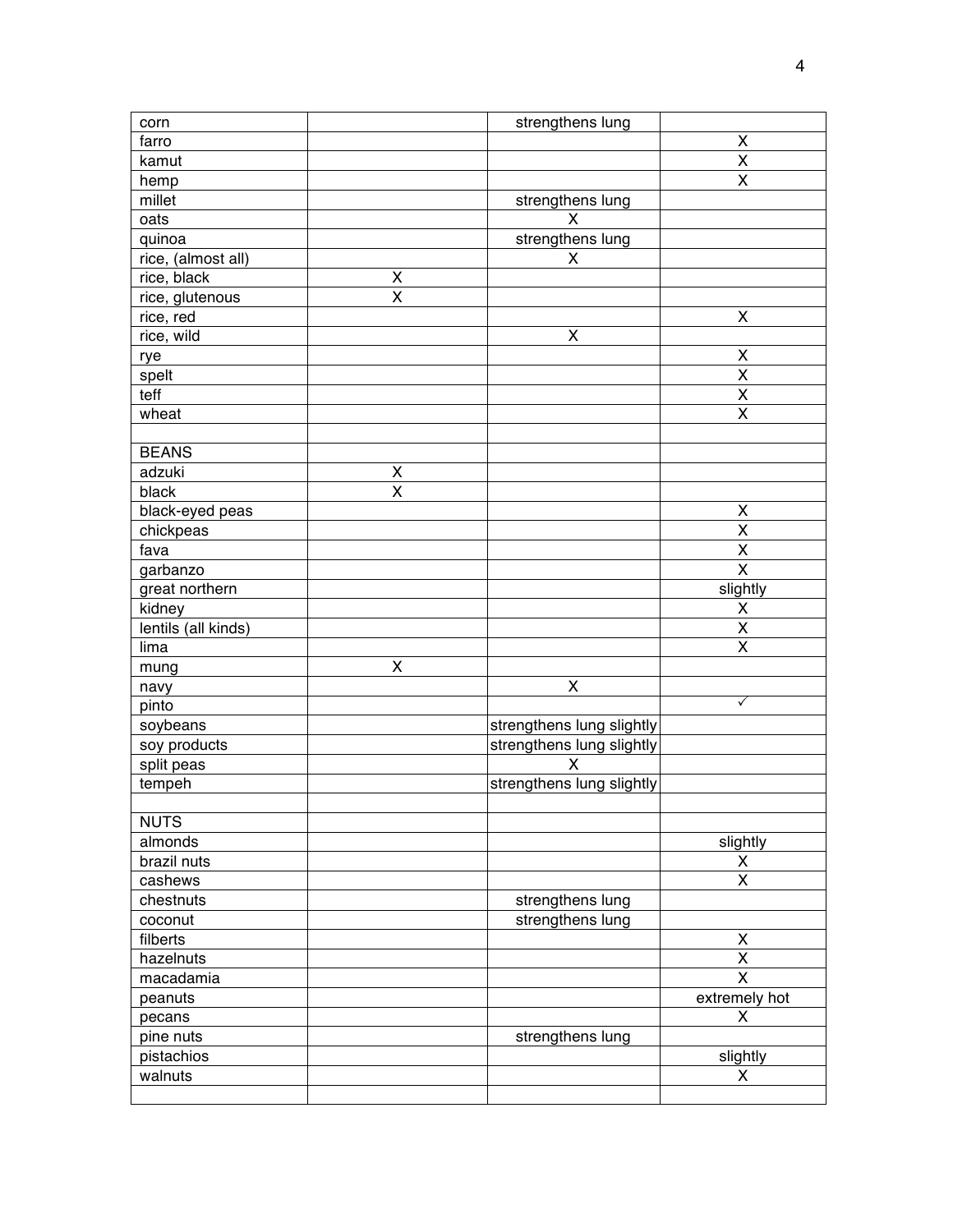| corn | | strengthens lung | |
|---|---|---|---|
| farro | | | X |
| kamut | | | X |
| hemp | | | X |
| millet | | strengthens lung | |
| oats | | X | |
| quinoa | | strengthens lung | |
| rice, (almost all) | | X | |
| rice, black | X | | |
| rice, glutenous | X | | |
| rice, red | | | X |
| rice, wild | | X | |
| rye | | | X |
| spelt | | | X |
| teff | | | X |
| wheat | | | X |
| | | | |
| BEANS | | | |
| adzuki | X | | |
| black | X | | |
| black-eyed peas | | | X |
| chickpeas | | | X |
| fava | | | X |
| garbanzo | | | X |
| great northern | | | slightly |
| kidney | | | X |
| lentils (all kinds) | | | X |
| lima | | | X |
| mung | X | | |
| navy | | X | |
| pinto | | | ✓ |
| soybeans | | strengthens lung slightly | |
| soy products | | strengthens lung slightly | |
| split peas | | X | |
| tempeh | | strengthens lung slightly | |
| | | | |
| NUTS | | | |
| almonds | | | slightly |
| brazil nuts | | | X |
| cashews | | | X |
| chestnuts | | strengthens lung | |
| coconut | | strengthens lung | |
| filberts | | | X |
| hazelnuts | | | X |
| macadamia | | | X |
| peanuts | | | extremely hot |
| pecans | | | X |
| pine nuts | | strengthens lung | |
| pistachios | | | slightly |
| walnuts | | | X |
| | | | |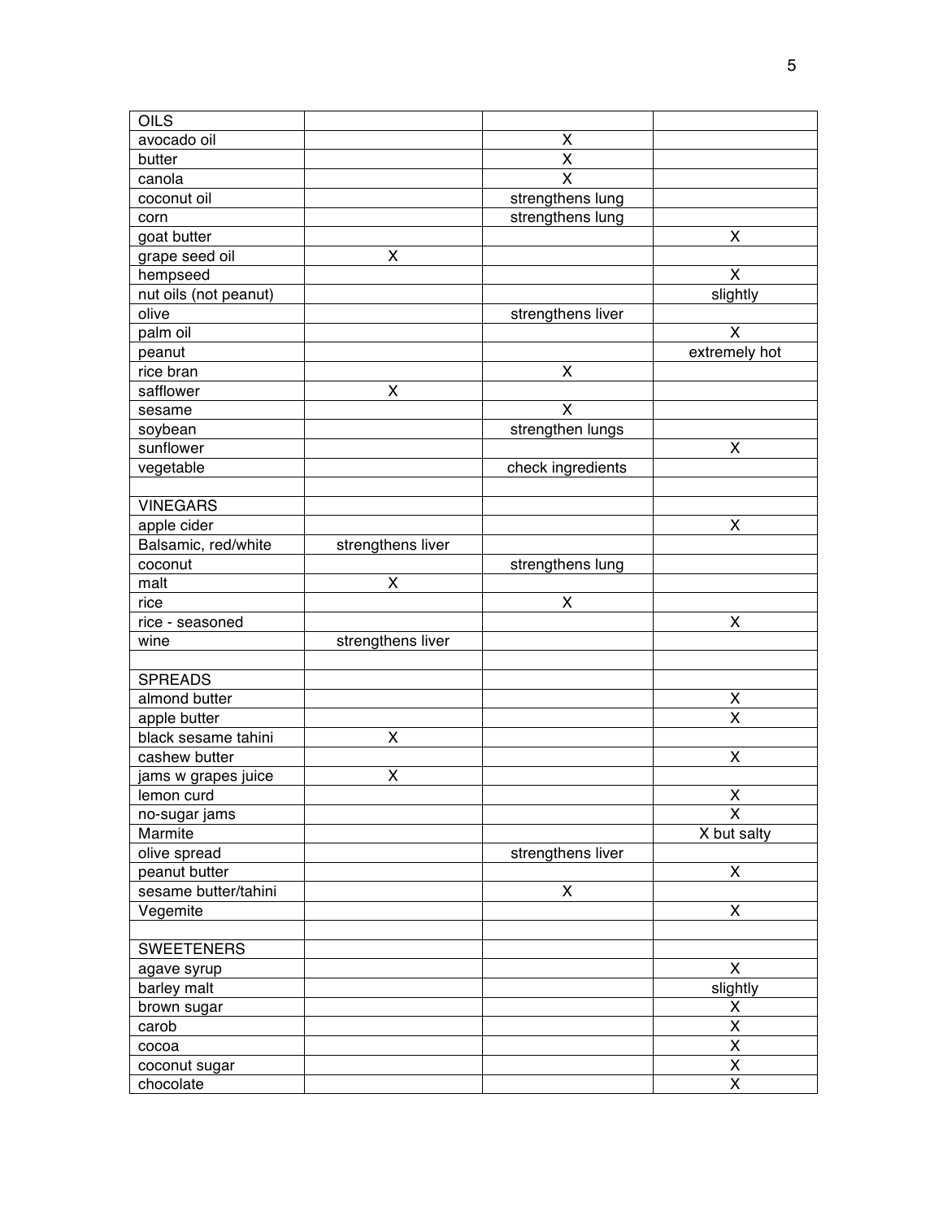| OILS | | | |
|---|---|---|---|
| avocado oil | | X | |
| butter | | X | |
| canola | | X | |
| coconut oil | | strengthens lung | |
| corn | | strengthens lung | |
| goat butter | | | X |
| grape seed oil | X | | |
| hempseed | | | X |
| nut oils (not peanut) | | | slightly |
| olive | | strengthens liver | |
| palm oil | | | X |
| peanut | | | extremely hot |
| rice bran | | X | |
| safflower | X | | |
| sesame | | X | |
| soybean | | strengthen lungs | |
| sunflower | | | X |
| vegetable | | check ingredients | |
| | | | |
| VINEGARS | | | |
| apple cider | | | X |
| Balsamic, red/white | strengthens liver | | |
| coconut | | strengthens lung | |
| malt | X | | |
| rice | | X | |
| rice - seasoned | | | X |
| wine | strengthens liver | | |
| | | | |
| SPREADS | | | |
| almond butter | | | X |
| apple butter | | | X |
| black sesame tahini | X | | |
| cashew butter | | | X |
| jams w grapes juice | X | | |
| lemon curd | | | X |
| no-sugar jams | | | X |
| Marmite | | | X but salty |
| olive spread | | strengthens liver | |
| peanut butter | | | X |
| sesame butter/tahini | | X | |
| Vegemite | | | X |
| | | | |
| SWEETENERS | | | |
| agave syrup | | | X |
| barley malt | | | slightly |
| brown sugar | | | X |
| carob | | | X |
| cocoa | | | X |
| coconut sugar | | | X |
| chocolate | | | X |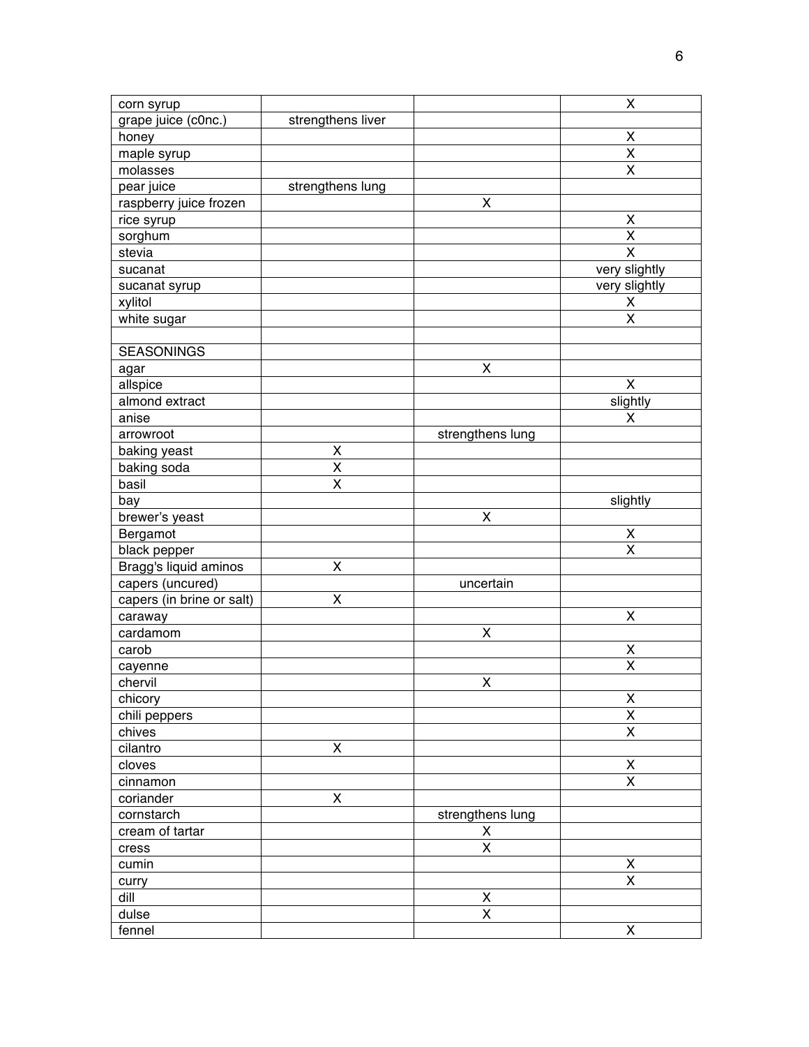| corn syrup | | | X |
|---|---|---|---|
| grape juice (c0nc.) | strengthens liver | | |
| honey | | | X |
| maple syrup | | | X |
| molasses | | | X |
| pear juice | strengthens lung | | |
| raspberry juice frozen | | X | |
| rice syrup | | | X |
| sorghum | | | X |
| stevia | | | X |
| sucanat | | | very slightly |
| sucanat syrup | | | very slightly |
| xylitol | | | X |
| white sugar | | | X |
| | | | |
| SEASONINGS | | | |
| agar | | X | |
| allspice | | | X |
| almond extract | | | slightly |
| anise | | | X |
| arrowroot | | strengthens lung | |
| baking yeast | X | | |
| baking soda | X | | |
| basil | X | | |
| bay | | | slightly |
| brewer's yeast | | X | |
| Bergamot | | | X |
| black pepper | | | X |
| Bragg's liquid aminos | X | | |
| capers (uncured) | | uncertain | |
| capers (in brine or salt) | X | | |
| caraway | | | X |
| cardamom | | X | |
| carob | | | X |
| cayenne | | | X |
| chervil | | X | |
| chicory | | | X |
| chili peppers | | | X |
| chives | | | X |
| cilantro | X | | |
| cloves | | | X |
| cinnamon | | | X |
| coriander | X | | |
| cornstarch | | strengthens lung | |
| cream of tartar | | X | |
| cress | | X | |
| cumin | | | X |
| curry | | | X |
| dill | | X | |
| dulse | | X | |
| fennel | | | X |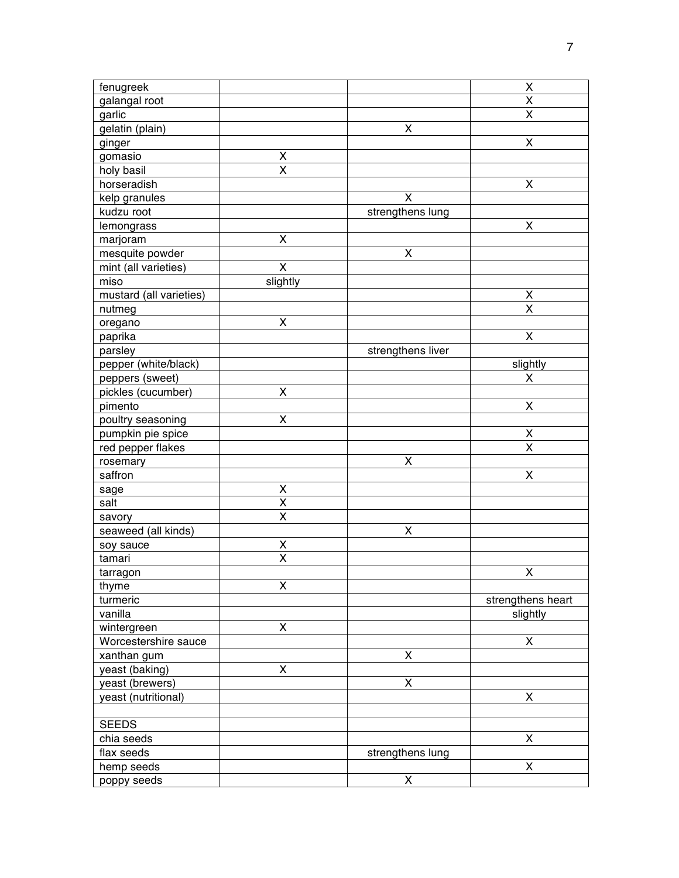| | | | |
|---|---|---|---|
| fenugreek | | | X |
| galangal root | | | X |
| garlic | | | X |
| gelatin (plain) | | X | |
| ginger | | | X |
| gomasio | X | | |
| holy basil | X | | |
| horseradish | | | X |
| kelp granules | | X | |
| kudzu root | | strengthens lung | |
| lemongrass | | | X |
| marjoram | X | | |
| mesquite powder | | X | |
| mint (all varieties) | X | | |
| miso | slightly | | |
| mustard (all varieties) | | | X |
| nutmeg | | | X |
| oregano | X | | |
| paprika | | | X |
| parsley | | strengthens liver | |
| pepper (white/black) | | | slightly |
| peppers (sweet) | | | X |
| pickles (cucumber) | X | | |
| pimento | | | X |
| poultry seasoning | X | | |
| pumpkin pie spice | | | X |
| red pepper flakes | | | X |
| rosemary | | X | |
| saffron | | | X |
| sage | X | | |
| salt | X | | |
| savory | X | | |
| seaweed (all kinds) | | X | |
| soy sauce | X | | |
| tamari | X | | |
| tarragon | | | X |
| thyme | X | | |
| turmeric | | | strengthens heart |
| vanilla | | | slightly |
| wintergreen | X | | |
| Worcestershire sauce | | | X |
| xanthan gum | | X | |
| yeast (baking) | X | | |
| yeast (brewers) | | X | |
| yeast (nutritional) | | | X |
| | | | |
| SEEDS | | | |
| chia seeds | | | X |
| flax seeds | | strengthens lung | |
| hemp seeds | | | X |
| poppy seeds | | X | |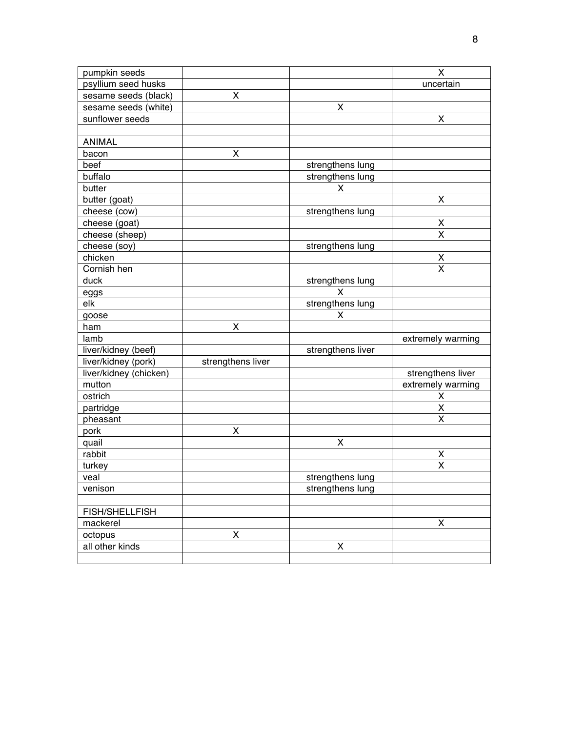| | | | |
|---|---|---|---|
| pumpkin seeds | | | X |
| psyllium seed husks | | | uncertain |
| sesame seeds (black) | X | | |
| sesame seeds (white) | | X | |
| sunflower seeds | | | X |
| | | | |
| ANIMAL | | | |
| bacon | X | | |
| beef | | strengthens lung | |
| buffalo | | strengthens lung | |
| butter | | X | |
| butter (goat) | | | X |
| cheese (cow) | | strengthens lung | |
| cheese (goat) | | | X |
| cheese (sheep) | | | X |
| cheese (soy) | | strengthens lung | |
| chicken | | | X |
| Cornish hen | | | X |
| duck | | strengthens lung | |
| eggs | | X | |
| elk | | strengthens lung | |
| goose | | X | |
| ham | X | | |
| lamb | | | extremely warming |
| liver/kidney (beef) | | strengthens liver | |
| liver/kidney (pork) | strengthens liver | | |
| liver/kidney (chicken) | | | strengthens liver |
| mutton | | | extremely warming |
| ostrich | | | X |
| partridge | | | X |
| pheasant | | | X |
| pork | X | | |
| quail | | X | |
| rabbit | | | X |
| turkey | | | X |
| veal | | strengthens lung | |
| venison | | strengthens lung | |
| | | | |
| FISH/SHELLFISH | | | |
| mackerel | | | X |
| octopus | X | | |
| all other kinds | | X | |
| | | | |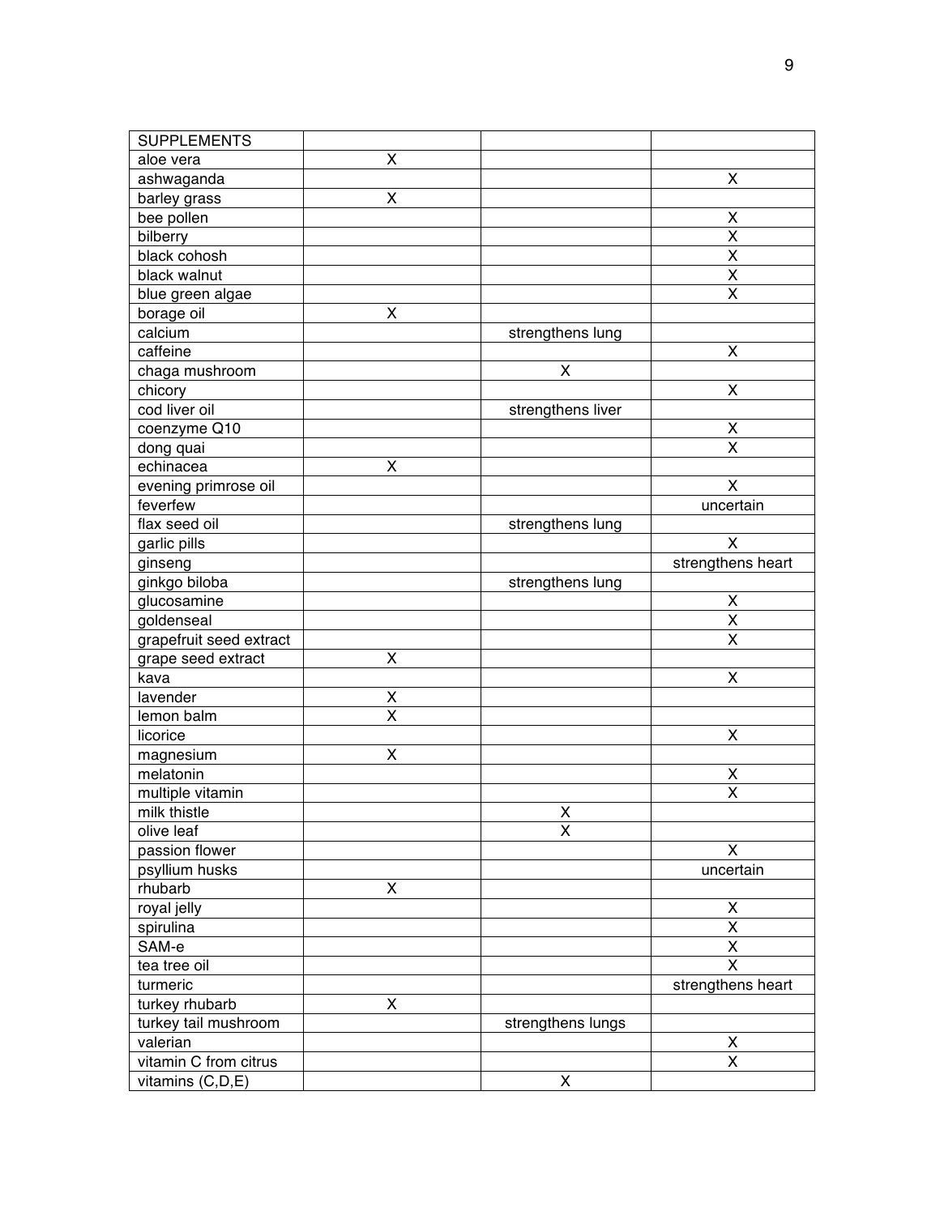| SUPPLEMENTS | | | |
|---|---|---|---|
| aloe vera | X | | |
| ashwaganda | | | X |
| barley grass | X | | |
| bee pollen | | | X |
| bilberry | | | X |
| black cohosh | | | X |
| black walnut | | | X |
| blue green algae | | | X |
| borage oil | X | | |
| calcium | | strengthens lung | |
| caffeine | | | X |
| chaga mushroom | | X | |
| chicory | | | X |
| cod liver oil | | strengthens liver | |
| coenzyme Q10 | | | X |
| dong quai | | | X |
| echinacea | X | | |
| evening primrose oil | | | X |
| feverfew | | | uncertain |
| flax seed oil | | strengthens lung | |
| garlic pills | | | X |
| ginseng | | | strengthens heart |
| ginkgo biloba | | strengthens lung | |
| glucosamine | | | X |
| goldenseal | | | X |
| grapefruit seed extract | | | X |
| grape seed extract | X | | |
| kava | | | X |
| lavender | X | | |
| lemon balm | X | | |
| licorice | | | X |
| magnesium | X | | |
| melatonin | | | X |
| multiple vitamin | | | X |
| milk thistle | | X | |
| olive leaf | | X | |
| passion flower | | | X |
| psyllium husks | | | uncertain |
| rhubarb | X | | |
| royal jelly | | | X |
| spirulina | | | X |
| SAM-e | | | X |
| tea tree oil | | | X |
| turmeric | | | strengthens heart |
| turkey rhubarb | X | | |
| turkey tail mushroom | | strengthens lungs | |
| valerian | | | X |
| vitamin C from citrus | | | X |
| vitamins (C,D,E) | | X | |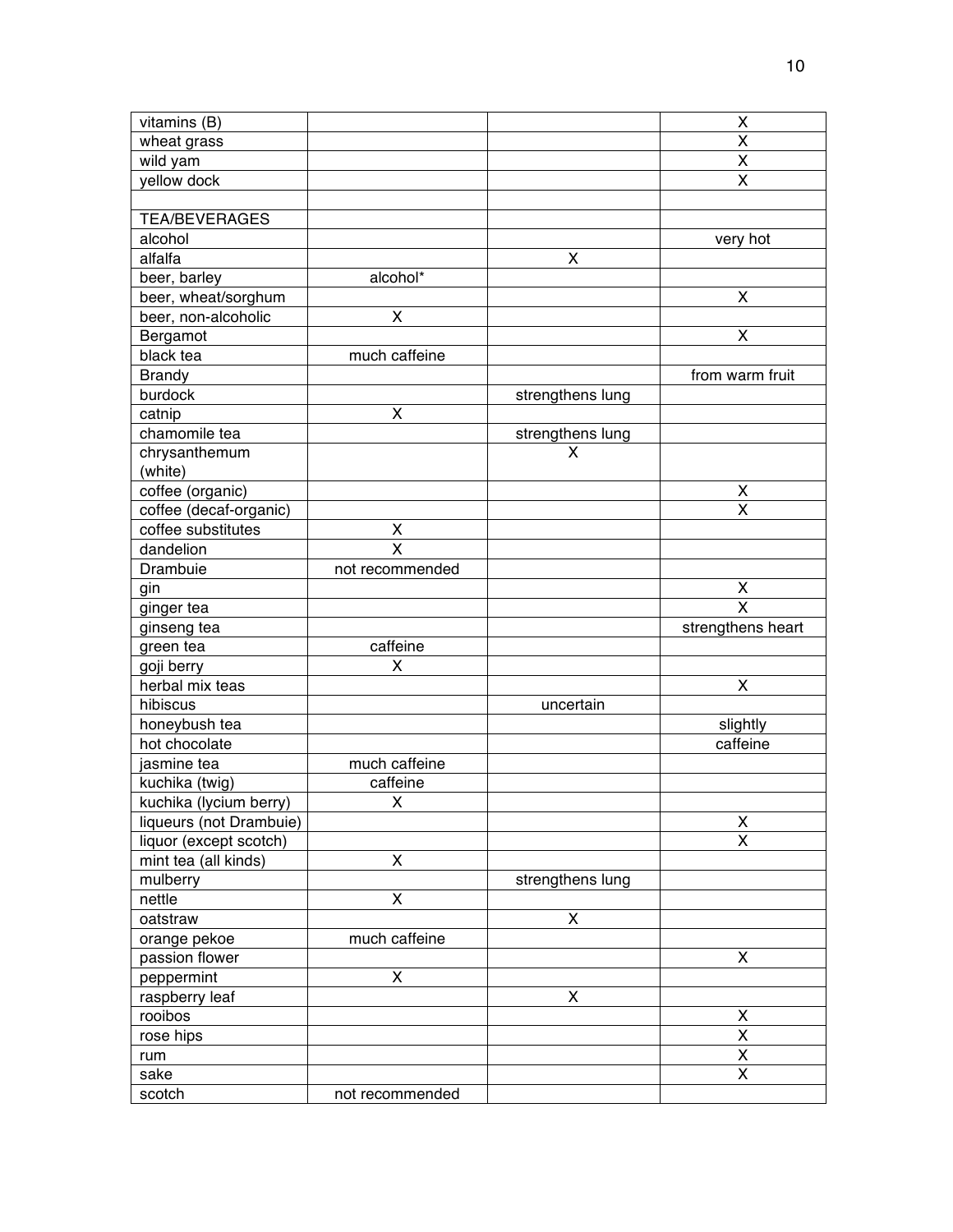| | | | |
|---|---|---|---|
| vitamins (B) | | | X |
| wheat grass | | | X |
| wild yam | | | X |
| yellow dock | | | X |
| | | | |
| TEA/BEVERAGES | | | |
| alcohol | | | very hot |
| alfalfa | | X | |
| beer, barley | alcohol* | | |
| beer, wheat/sorghum | | | X |
| beer, non-alcoholic | X | | |
| Bergamot | | | X |
| black tea | much caffeine | | |
| Brandy | | | from warm fruit |
| burdock | | strengthens lung | |
| catnip | X | | |
| chamomile tea | | strengthens lung | |
| chrysanthemum (white) | | X | |
| coffee (organic) | | | X |
| coffee (decaf-organic) | | | X |
| coffee substitutes | X | | |
| dandelion | X | | |
| Drambuie | not recommended | | |
| gin | | | X |
| ginger tea | | | X |
| ginseng tea | | | strengthens heart |
| green tea | caffeine | | |
| goji berry | X | | |
| herbal mix teas | | | X |
| hibiscus | | uncertain | |
| honeybush tea | | | slightly |
| hot chocolate | | | caffeine |
| jasmine tea | much caffeine | | |
| kuchika (twig) | caffeine | | |
| kuchika (lycium berry) | X | | |
| liqueurs (not Drambuie) | | | X |
| liquor (except scotch) | | | X |
| mint tea (all kinds) | X | | |
| mulberry | | strengthens lung | |
| nettle | X | | |
| oatstraw | | X | |
| orange pekoe | much caffeine | | |
| passion flower | | | X |
| peppermint | X | | |
| raspberry leaf | | X | |
| rooibos | | | X |
| rose hips | | | X |
| rum | | | X |
| sake | | | X |
| scotch | not recommended | | |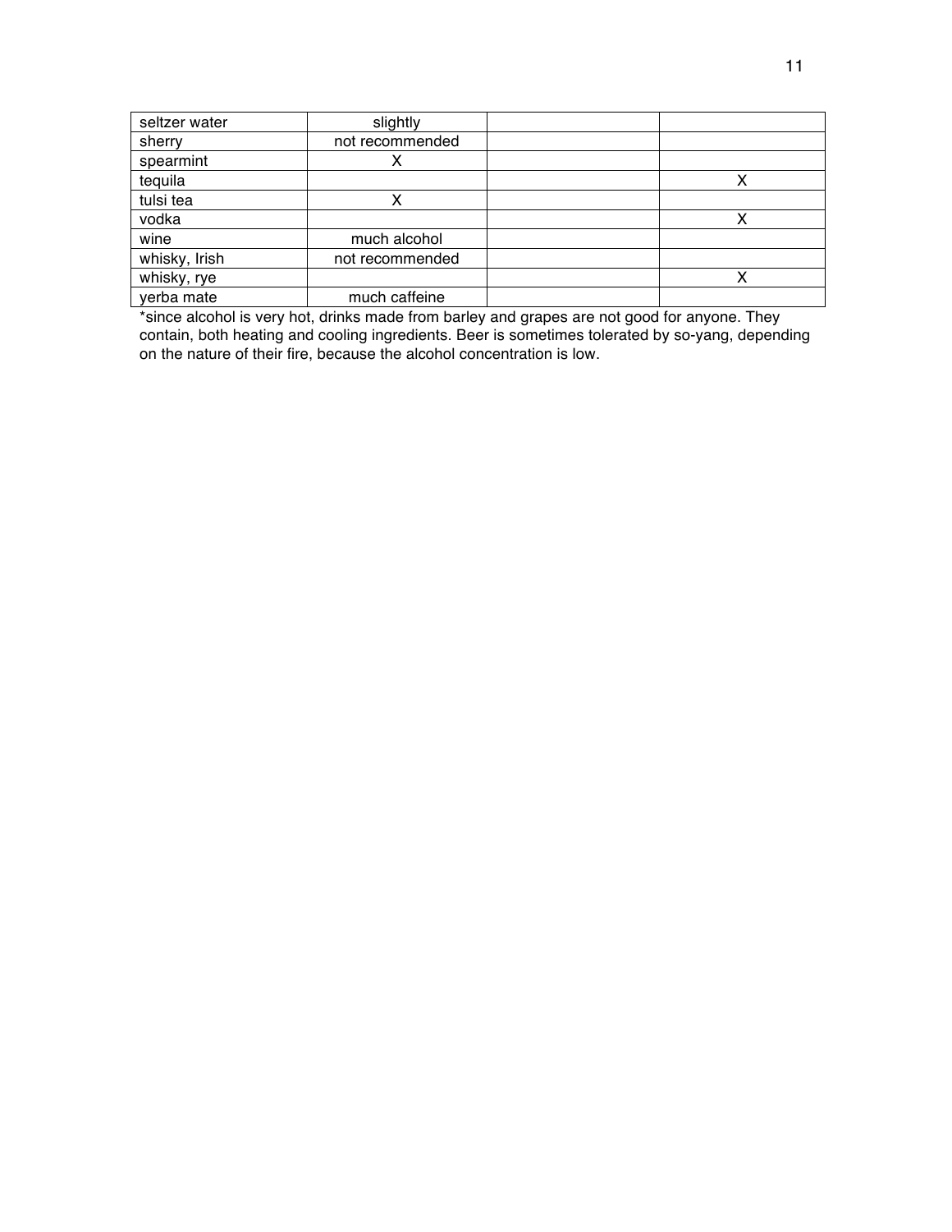| | | | |
|---|---|---|---|
| seltzer water | slightly | | |
| sherry | not recommended | | |
| spearmint | X | | |
| tequila | | | X |
| tulsi tea | X | | |
| vodka | | | X |
| wine | much alcohol | | |
| whisky, Irish | not recommended | | |
| whisky, rye | | | X |
| yerba mate | much caffeine | | |

*since alcohol is very hot, drinks made from barley and grapes are not good for anyone. They contain, both heating and cooling ingredients. Beer is sometimes tolerated by so-yang, depending on the nature of their fire, because the alcohol concentration is low.